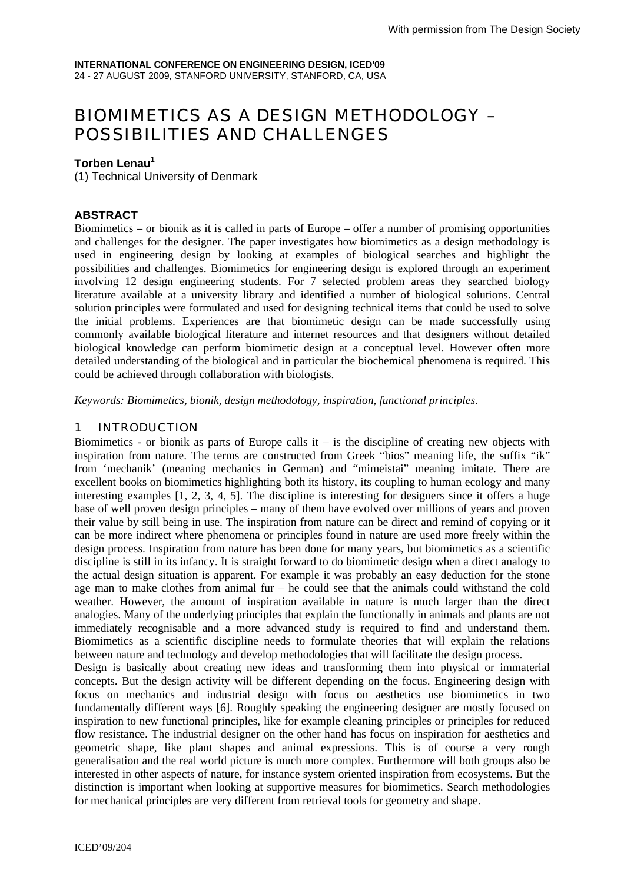With permission from The Design Society

**INTERNATIONAL CONFERENCE ON ENGINEERING DESIGN, ICED'09**
24 - 27 AUGUST 2009, STANFORD UNIVERSITY, STANFORD, CA, USA

# BIOMIMETICS AS A DESIGN METHODOLOGY – POSSIBILITIES AND CHALLENGES

**Torben Lenau[1]**
(1) Technical University of Denmark

## ABSTRACT

Biomimetics – or bionik as it is called in parts of Europe – offer a number of promising opportunities and challenges for the designer. The paper investigates how biomimetics as a design methodology is used in engineering design by looking at examples of biological searches and highlight the possibilities and challenges. Biomimetics for engineering design is explored through an experiment involving 12 design engineering students. For 7 selected problem areas they searched biology literature available at a university library and identified a number of biological solutions. Central solution principles were formulated and used for designing technical items that could be used to solve the initial problems. Experiences are that biomimetic design can be made successfully using commonly available biological literature and internet resources and that designers without detailed biological knowledge can perform biomimetic design at a conceptual level. However often more detailed understanding of the biological and in particular the biochemical phenomena is required. This could be achieved through collaboration with biologists.

*Keywords: Biomimetics, bionik, design methodology, inspiration, functional principles.*

## 1 INTRODUCTION

Biomimetics - or bionik as parts of Europe calls it – is the discipline of creating new objects with inspiration from nature. The terms are constructed from Greek "bios" meaning life, the suffix "ik" from 'mechanik' (meaning mechanics in German) and "mimeistai" meaning imitate. There are excellent books on biomimetics highlighting both its history, its coupling to human ecology and many interesting examples [1, 2, 3, 4, 5]. The discipline is interesting for designers since it offers a huge base of well proven design principles – many of them have evolved over millions of years and proven their value by still being in use. The inspiration from nature can be direct and remind of copying or it can be more indirect where phenomena or principles found in nature are used more freely within the design process. Inspiration from nature has been done for many years, but biomimetics as a scientific discipline is still in its infancy. It is straight forward to do biomimetic design when a direct analogy to the actual design situation is apparent. For example it was probably an easy deduction for the stone age man to make clothes from animal fur – he could see that the animals could withstand the cold weather. However, the amount of inspiration available in nature is much larger than the direct analogies. Many of the underlying principles that explain the functionally in animals and plants are not immediately recognisable and a more advanced study is required to find and understand them. Biomimetics as a scientific discipline needs to formulate theories that will explain the relations between nature and technology and develop methodologies that will facilitate the design process.

Design is basically about creating new ideas and transforming them into physical or immaterial concepts. But the design activity will be different depending on the focus. Engineering design with focus on mechanics and industrial design with focus on aesthetics use biomimetics in two fundamentally different ways [6]. Roughly speaking the engineering designer are mostly focused on inspiration to new functional principles, like for example cleaning principles or principles for reduced flow resistance. The industrial designer on the other hand has focus on inspiration for aesthetics and geometric shape, like plant shapes and animal expressions. This is of course a very rough generalisation and the real world picture is much more complex. Furthermore will both groups also be interested in other aspects of nature, for instance system oriented inspiration from ecosystems. But the distinction is important when looking at supportive measures for biomimetics. Search methodologies for mechanical principles are very different from retrieval tools for geometry and shape.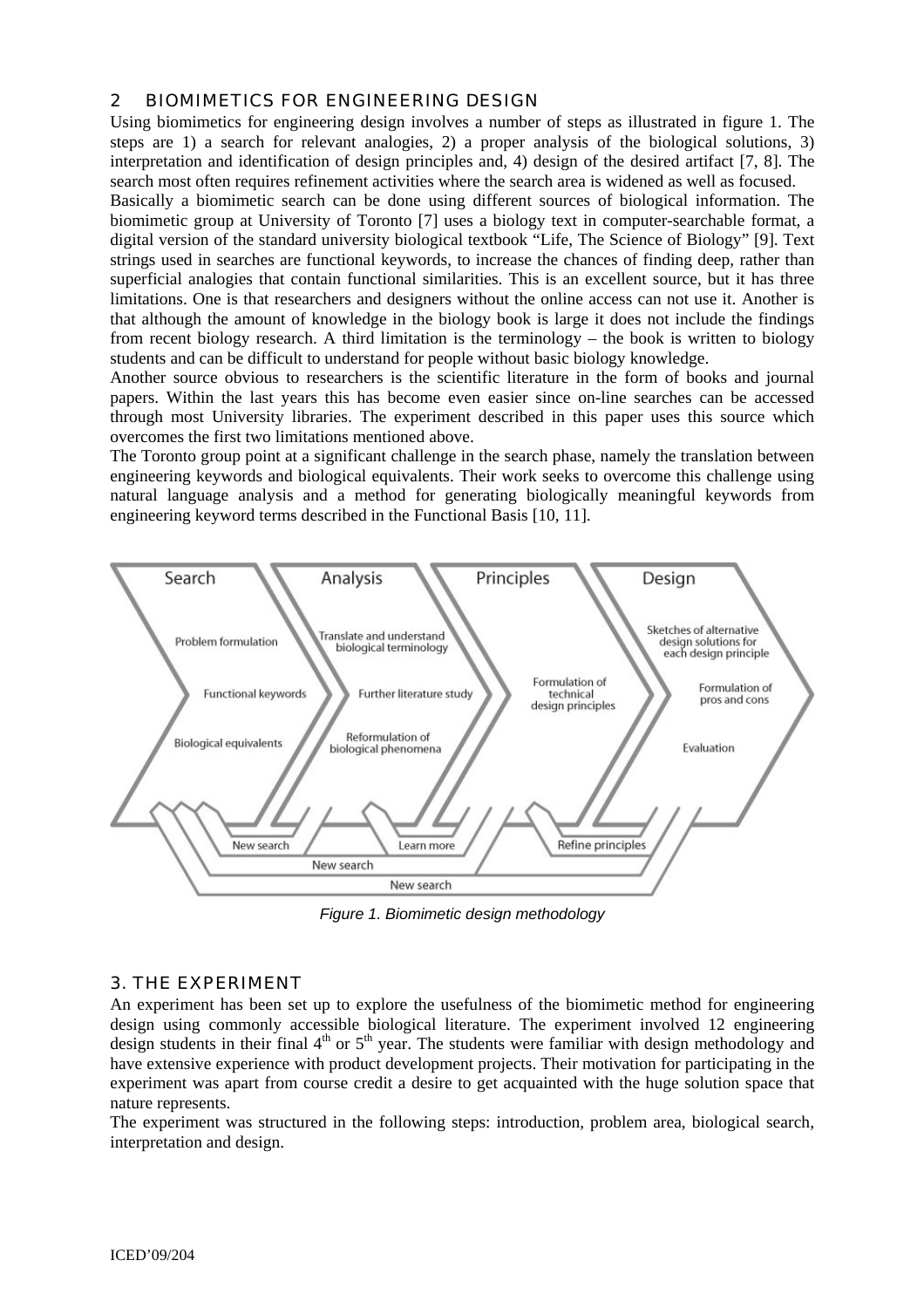## 2 BIOMIMETICS FOR ENGINEERING DESIGN

Using biomimetics for engineering design involves a number of steps as illustrated in figure 1. The steps are 1) a search for relevant analogies, 2) a proper analysis of the biological solutions, 3) interpretation and identification of design principles and, 4) design of the desired artifact [7, 8]. The search most often requires refinement activities where the search area is widened as well as focused.

Basically a biomimetic search can be done using different sources of biological information. The biomimetic group at University of Toronto [7] uses a biology text in computer-searchable format, a digital version of the standard university biological textbook "Life, The Science of Biology" [9]. Text strings used in searches are functional keywords, to increase the chances of finding deep, rather than superficial analogies that contain functional similarities. This is an excellent source, but it has three limitations. One is that researchers and designers without the online access can not use it. Another is that although the amount of knowledge in the biology book is large it does not include the findings from recent biology research. A third limitation is the terminology – the book is written to biology students and can be difficult to understand for people without basic biology knowledge.

Another source obvious to researchers is the scientific literature in the form of books and journal papers. Within the last years this has become even easier since on-line searches can be accessed through most University libraries. The experiment described in this paper uses this source which overcomes the first two limitations mentioned above.

The Toronto group point at a significant challenge in the search phase, namely the translation between engineering keywords and biological equivalents. Their work seeks to overcome this challenge using natural language analysis and a method for generating biologically meaningful keywords from engineering keyword terms described in the Functional Basis [10, 11].

Search: Problem formulation; Functional keywords; Biological equivalents
Analysis: Translate and understand biological terminology; Further literature study; Reformulation of biological phenomena
Principles: Formulation of technical design principles
Design: Sketches of alternative design solutions for each design principle; Formulation of pros and cons; Evaluation
Feedback loops: New search; Learn more; Refine principles; New search; New search

*Figure 1. Biomimetic design methodology*

## 3. THE EXPERIMENT

An experiment has been set up to explore the usefulness of the biomimetic method for engineering design using commonly accessible biological literature. The experiment involved 12 engineering design students in their final 4th or 5th year. The students were familiar with design methodology and have extensive experience with product development projects. Their motivation for participating in the experiment was apart from course credit a desire to get acquainted with the huge solution space that nature represents.

The experiment was structured in the following steps: introduction, problem area, biological search, interpretation and design.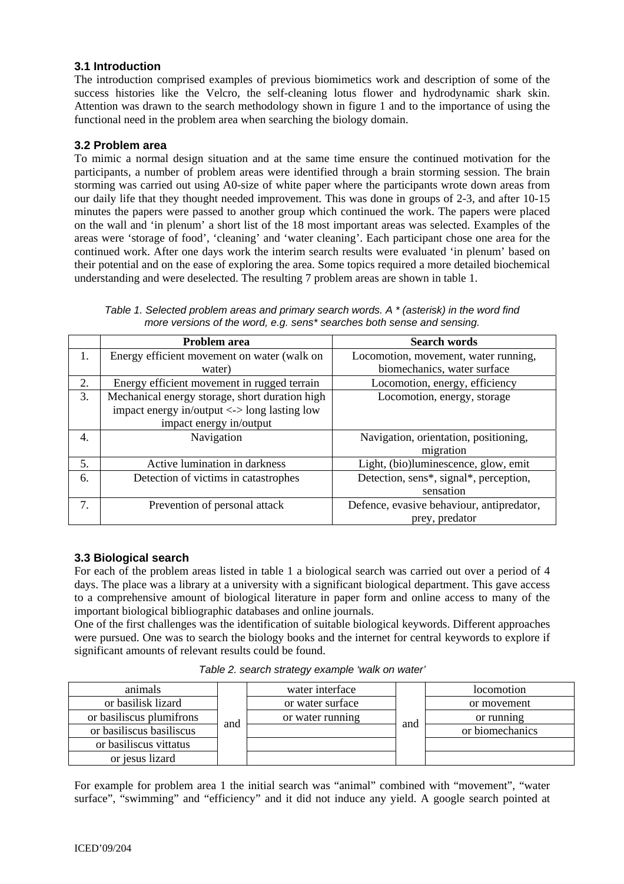### 3.1 Introduction

The introduction comprised examples of previous biomimetics work and description of some of the success histories like the Velcro, the self-cleaning lotus flower and hydrodynamic shark skin. Attention was drawn to the search methodology shown in figure 1 and to the importance of using the functional need in the problem area when searching the biology domain.

### 3.2 Problem area

To mimic a normal design situation and at the same time ensure the continued motivation for the participants, a number of problem areas were identified through a brain storming session. The brain storming was carried out using A0-size of white paper where the participants wrote down areas from our daily life that they thought needed improvement. This was done in groups of 2-3, and after 10-15 minutes the papers were passed to another group which continued the work. The papers were placed on the wall and 'in plenum' a short list of the 18 most important areas was selected. Examples of the areas were 'storage of food', 'cleaning' and 'water cleaning'. Each participant chose one area for the continued work. After one days work the interim search results were evaluated 'in plenum' based on their potential and on the ease of exploring the area. Some topics required a more detailed biochemical understanding and were deselected. The resulting 7 problem areas are shown in table 1.

*Table 1. Selected problem areas and primary search words. A * (asterisk) in the word find more versions of the word, e.g. sens* searches both sense and sensing.*

| | Problem area | Search words |
|---|---|---|
| 1. | Energy efficient movement on water (walk on water) | Locomotion, movement, water running, biomechanics, water surface |
| 2. | Energy efficient movement in rugged terrain | Locomotion, energy, efficiency |
| 3. | Mechanical energy storage, short duration high impact energy in/output <-> long lasting low impact energy in/output | Locomotion, energy, storage |
| 4. | Navigation | Navigation, orientation, positioning, migration |
| 5. | Active lumination in darkness | Light, (bio)luminescence, glow, emit |
| 6. | Detection of victims in catastrophes | Detection, sens*, signal*, perception, sensation |
| 7. | Prevention of personal attack | Defence, evasive behaviour, antipredator, prey, predator |

### 3.3 Biological search

For each of the problem areas listed in table 1 a biological search was carried out over a period of 4 days. The place was a library at a university with a significant biological department. This gave access to a comprehensive amount of biological literature in paper form and online access to many of the important biological bibliographic databases and online journals.

One of the first challenges was the identification of suitable biological keywords. Different approaches were pursued. One was to search the biology books and the internet for central keywords to explore if significant amounts of relevant results could be found.

*Table 2. search strategy example 'walk on water'*

| | | | | |
|---|---|---|---|---|
| animals | and | water interface | and | locomotion |
| or basilisk lizard | | or water surface | | or movement |
| or basiliscus plumifrons | | or water running | | or running |
| or basiliscus basiliscus | | | | or biomechanics |
| or basiliscus vittatus | | | | |
| or jesus lizard | | | | |

For example for problem area 1 the initial search was "animal" combined with "movement", "water surface", "swimming" and "efficiency" and it did not induce any yield. A google search pointed at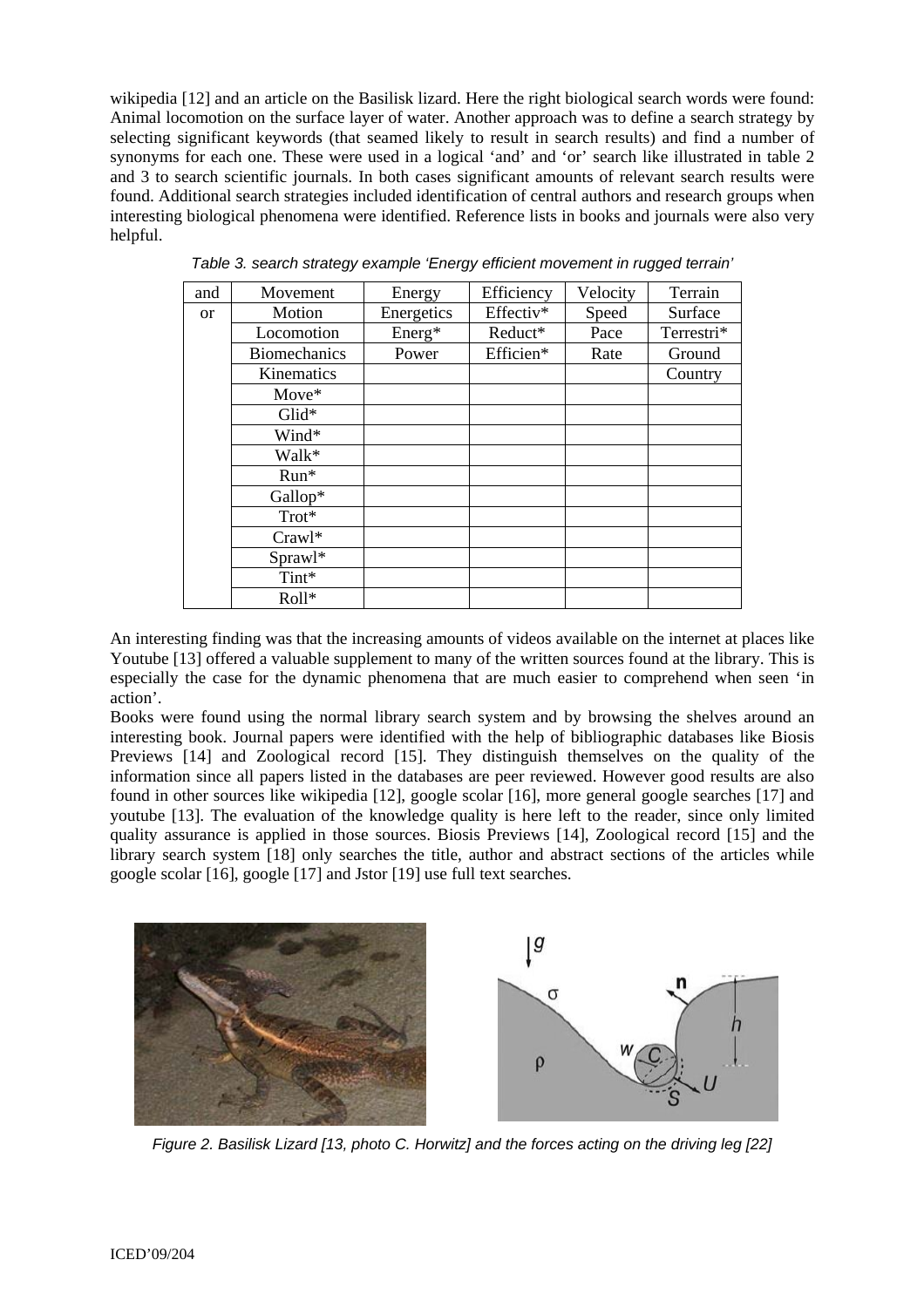wikipedia [12] and an article on the Basilisk lizard. Here the right biological search words were found: Animal locomotion on the surface layer of water. Another approach was to define a search strategy by selecting significant keywords (that seamed likely to result in search results) and find a number of synonyms for each one. These were used in a logical 'and' and 'or' search like illustrated in table 2 and 3 to search scientific journals. In both cases significant amounts of relevant search results were found. Additional search strategies included identification of central authors and research groups when interesting biological phenomena were identified. Reference lists in books and journals were also very helpful.

*Table 3. search strategy example 'Energy efficient movement in rugged terrain'*

| and | Movement | Energy | Efficiency | Velocity | Terrain |
|---|---|---|---|---|---|
| or | Motion | Energetics | Effectiv* | Speed | Surface |
| | Locomotion | Energ* | Reduct* | Pace | Terrestri* |
| | Biomechanics | Power | Efficien* | Rate | Ground |
| | Kinematics | | | | Country |
| | Move* | | | | |
| | Glid* | | | | |
| | Wind* | | | | |
| | Walk* | | | | |
| | Run* | | | | |
| | Gallop* | | | | |
| | Trot* | | | | |
| | Crawl* | | | | |
| | Sprawl* | | | | |
| | Tint* | | | | |
| | Roll* | | | | |

An interesting finding was that the increasing amounts of videos available on the internet at places like Youtube [13] offered a valuable supplement to many of the written sources found at the library. This is especially the case for the dynamic phenomena that are much easier to comprehend when seen 'in action'.

Books were found using the normal library search system and by browsing the shelves around an interesting book. Journal papers were identified with the help of bibliographic databases like Biosis Previews [14] and Zoological record [15]. They distinguish themselves on the quality of the information since all papers listed in the databases are peer reviewed. However good results are also found in other sources like wikipedia [12], google scolar [16], more general google searches [17] and youtube [13]. The evaluation of the knowledge quality is here left to the reader, since only limited quality assurance is applied in those sources. Biosis Previews [14], Zoological record [15] and the library search system [18] only searches the title, author and abstract sections of the articles while google scolar [16], google [17] and Jstor [19] use full text searches.

*Figure 2. Basilisk Lizard [13, photo C. Horwitz] and the forces acting on the driving leg [22]*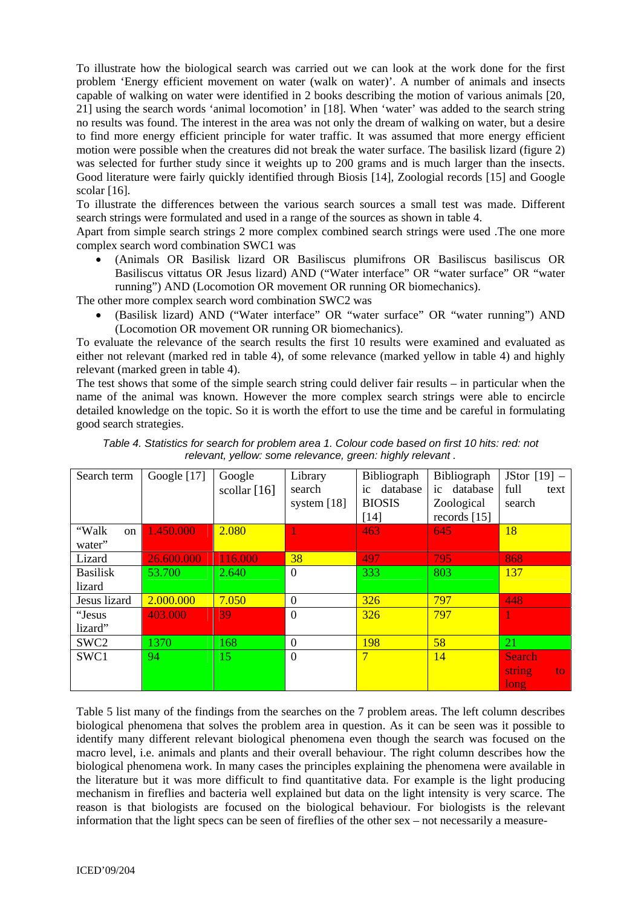To illustrate how the biological search was carried out we can look at the work done for the first problem 'Energy efficient movement on water (walk on water)'. A number of animals and insects capable of walking on water were identified in 2 books describing the motion of various animals [20, 21] using the search words 'animal locomotion' in [18]. When 'water' was added to the search string no results was found. The interest in the area was not only the dream of walking on water, but a desire to find more energy efficient principle for water traffic. It was assumed that more energy efficient motion were possible when the creatures did not break the water surface. The basilisk lizard (figure 2) was selected for further study since it weights up to 200 grams and is much larger than the insects. Good literature were fairly quickly identified through Biosis [14], Zoologial records [15] and Google scolar [16].

To illustrate the differences between the various search sources a small test was made. Different search strings were formulated and used in a range of the sources as shown in table 4.

Apart from simple search strings 2 more complex combined search strings were used .The one more complex search word combination SWC1 was

- (Animals OR Basilisk lizard OR Basiliscus plumifrons OR Basiliscus basiliscus OR Basiliscus vittatus OR Jesus lizard) AND ("Water interface" OR "water surface" OR "water running") AND (Locomotion OR movement OR running OR biomechanics).

The other more complex search word combination SWC2 was

- (Basilisk lizard) AND ("Water interface" OR "water surface" OR "water running") AND (Locomotion OR movement OR running OR biomechanics).

To evaluate the relevance of the search results the first 10 results were examined and evaluated as either not relevant (marked red in table 4), of some relevance (marked yellow in table 4) and highly relevant (marked green in table 4).

The test shows that some of the simple search string could deliver fair results – in particular when the name of the animal was known. However the more complex search strings were able to encircle detailed knowledge on the topic. So it is worth the effort to use the time and be careful in formulating good search strategies.

*Table 4. Statistics for search for problem area 1. Colour code based on first 10 hits: red: not relevant, yellow: some relevance, green: highly relevant .*

| Search term | Google [17] | Google scollar [16] | Library search system [18] | Bibliographic database BIOSIS [14] | Bibliographic database Zoological records [15] | JStor [19] – full text search |
|---|---|---|---|---|---|---|
| "Walk on water" | 1.450.000 (red) | 2.080 (yellow) | 1 (red) | 463 (red) | 645 (red) | 18 (yellow) |
| Lizard | 26.600.000 (red) | 116.000 (red) | 38 (red) | 497 (red) | 795 (red) | 868 (red) |
| Basilisk lizard | 53.700 (green) | 2.640 (green) | 0 | 333 (green) | 803 (green) | 137 (yellow) |
| Jesus lizard | 2.000.000 (yellow) | 7.050 (yellow) | 0 | 326 (yellow) | 797 (yellow) | 448 (red) |
| "Jesus lizard" | 403.000 (red) | 39 (red) | 0 | 326 (yellow) | 797 (yellow) | 1 (red) |
| SWC2 | 1370 (green) | 168 (green) | 0 | 198 (yellow) | 58 (yellow) | 21 (green) |
| SWC1 | 94 (green) | 15 (green) | 0 | 7 (yellow) | 14 (yellow) | Search string to long (red) |

Table 5 list many of the findings from the searches on the 7 problem areas. The left column describes biological phenomena that solves the problem area in question. As it can be seen was it possible to identify many different relevant biological phenomena even though the search was focused on the macro level, i.e. animals and plants and their overall behaviour. The right column describes how the biological phenomena work. In many cases the principles explaining the phenomena were available in the literature but it was more difficult to find quantitative data. For example is the light producing mechanism in fireflies and bacteria well explained but data on the light intensity is very scarce. The reason is that biologists are focused on the biological behaviour. For biologists is the relevant information that the light specs can be seen of fireflies of the other sex – not necessarily a measure-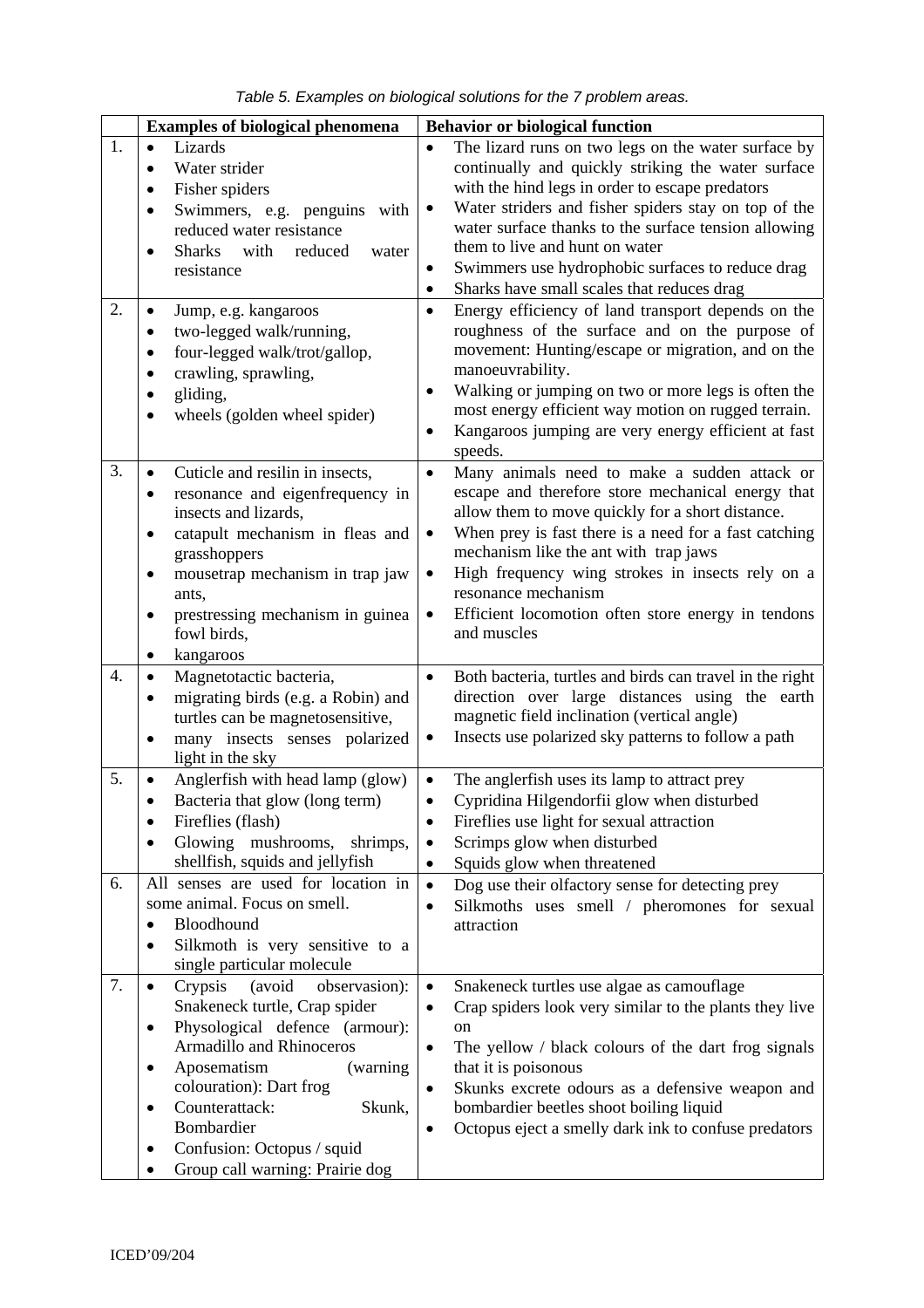*Table 5. Examples on biological solutions for the 7 problem areas.*

| | Examples of biological phenomena | Behavior or biological function |
|---|---|---|
| 1. | • Lizards<br>• Water strider<br>• Fisher spiders<br>• Swimmers, e.g. penguins with reduced water resistance<br>• Sharks with reduced water resistance | • The lizard runs on two legs on the water surface by continually and quickly striking the water surface with the hind legs in order to escape predators<br>• Water striders and fisher spiders stay on top of the water surface thanks to the surface tension allowing them to live and hunt on water<br>• Swimmers use hydrophobic surfaces to reduce drag<br>• Sharks have small scales that reduces drag |
| 2. | • Jump, e.g. kangaroos<br>• two-legged walk/running,<br>• four-legged walk/trot/gallop,<br>• crawling, sprawling,<br>• gliding,<br>• wheels (golden wheel spider) | • Energy efficiency of land transport depends on the roughness of the surface and on the purpose of movement: Hunting/escape or migration, and on the manoeuvrability.<br>• Walking or jumping on two or more legs is often the most energy efficient way motion on rugged terrain.<br>• Kangaroos jumping are very energy efficient at fast speeds. |
| 3. | • Cuticle and resilin in insects,<br>• resonance and eigenfrequency in insects and lizards,<br>• catapult mechanism in fleas and grasshoppers<br>• mousetrap mechanism in trap jaw ants,<br>• prestressing mechanism in guinea fowl birds,<br>• kangaroos | • Many animals need to make a sudden attack or escape and therefore store mechanical energy that allow them to move quickly for a short distance.<br>• When prey is fast there is a need for a fast catching mechanism like the ant with trap jaws<br>• High frequency wing strokes in insects rely on a resonance mechanism<br>• Efficient locomotion often store energy in tendons and muscles |
| 4. | • Magnetotactic bacteria,<br>• migrating birds (e.g. a Robin) and turtles can be magnetosensitive,<br>• many insects senses polarized light in the sky | • Both bacteria, turtles and birds can travel in the right direction over large distances using the earth magnetic field inclination (vertical angle)<br>• Insects use polarized sky patterns to follow a path |
| 5. | • Anglerfish with head lamp (glow)<br>• Bacteria that glow (long term)<br>• Fireflies (flash)<br>• Glowing mushrooms, shrimps, shellfish, squids and jellyfish | • The anglerfish uses its lamp to attract prey<br>• Cypridina Hilgendorfii glow when disturbed<br>• Fireflies use light for sexual attraction<br>• Scrimps glow when disturbed<br>• Squids glow when threatened |
| 6. | All senses are used for location in some animal. Focus on smell.<br>• Bloodhound<br>• Silkmoth is very sensitive to a single particular molecule | • Dog use their olfactory sense for detecting prey<br>• Silkmoths uses smell / pheromones for sexual attraction |
| 7. | • Crypsis (avoid observation): Snakeneck turtle, Crap spider<br>• Physological defence (armour): Armadillo and Rhinoceros<br>• Aposematism (warning colouration): Dart frog<br>• Counterattack: Skunk, Bombardier<br>• Confusion: Octopus / squid<br>• Group call warning: Prairie dog | • Snakeneck turtles use algae as camouflage<br>• Crap spiders look very similar to the plants they live on<br>• The yellow / black colours of the dart frog signals that it is poisonous<br>• Skunks excrete odours as a defensive weapon and bombardier beetles shoot boiling liquid<br>• Octopus eject a smelly dark ink to confuse predators |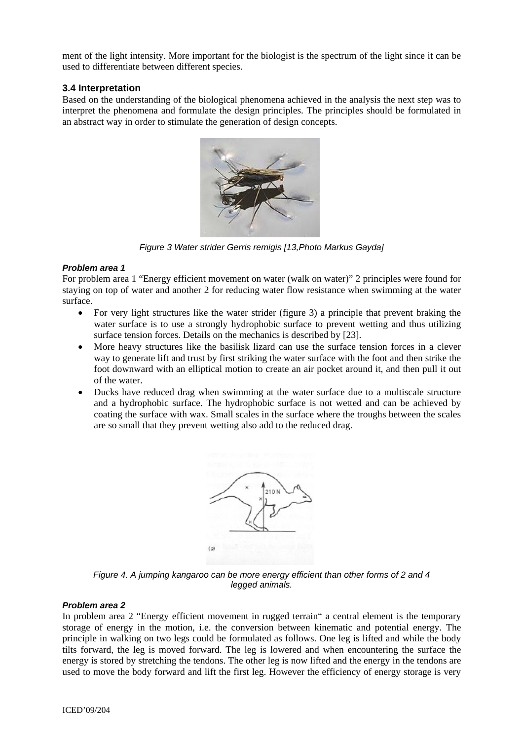ment of the light intensity. More important for the biologist is the spectrum of the light since it can be used to differentiate between different species.

### 3.4 Interpretation

Based on the understanding of the biological phenomena achieved in the analysis the next step was to interpret the phenomena and formulate the design principles. The principles should be formulated in an abstract way in order to stimulate the generation of design concepts.

*Figure 3 Water strider Gerris remigis [13,Photo Markus Gayda]*

#### *Problem area 1*

For problem area 1 "Energy efficient movement on water (walk on water)" 2 principles were found for staying on top of water and another 2 for reducing water flow resistance when swimming at the water surface.

- For very light structures like the water strider (figure 3) a principle that prevent braking the water surface is to use a strongly hydrophobic surface to prevent wetting and thus utilizing surface tension forces. Details on the mechanics is described by [23].
- More heavy structures like the basilisk lizard can use the surface tension forces in a clever way to generate lift and trust by first striking the water surface with the foot and then strike the foot downward with an elliptical motion to create an air pocket around it, and then pull it out of the water.
- Ducks have reduced drag when swimming at the water surface due to a multiscale structure and a hydrophobic surface. The hydrophobic surface is not wetted and can be achieved by coating the surface with wax. Small scales in the surface where the troughs between the scales are so small that they prevent wetting also add to the reduced drag.

*Figure 4. A jumping kangaroo can be more energy efficient than other forms of 2 and 4 legged animals.*

#### *Problem area 2*

In problem area 2 "Energy efficient movement in rugged terrain" a central element is the temporary storage of energy in the motion, i.e. the conversion between kinematic and potential energy. The principle in walking on two legs could be formulated as follows. One leg is lifted and while the body tilts forward, the leg is moved forward. The leg is lowered and when encountering the surface the energy is stored by stretching the tendons. The other leg is now lifted and the energy in the tendons are used to move the body forward and lift the first leg. However the efficiency of energy storage is very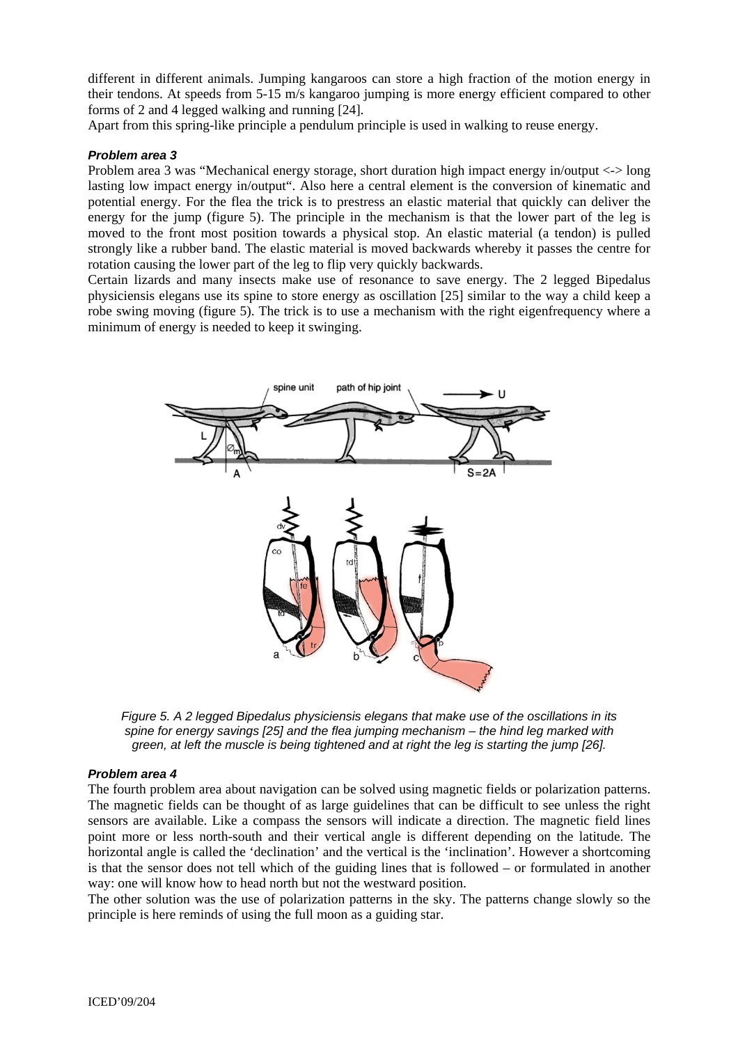different in different animals. Jumping kangaroos can store a high fraction of the motion energy in their tendons. At speeds from 5-15 m/s kangaroo jumping is more energy efficient compared to other forms of 2 and 4 legged walking and running [24].
Apart from this spring-like principle a pendulum principle is used in walking to reuse energy.

#### *Problem area 3*

Problem area 3 was "Mechanical energy storage, short duration high impact energy in/output <-> long lasting low impact energy in/output". Also here a central element is the conversion of kinematic and potential energy. For the flea the trick is to prestress an elastic material that quickly can deliver the energy for the jump (figure 5). The principle in the mechanism is that the lower part of the leg is moved to the front most position towards a physical stop. An elastic material (a tendon) is pulled strongly like a rubber band. The elastic material is moved backwards whereby it passes the centre for rotation causing the lower part of the leg to flip very quickly backwards.
Certain lizards and many insects make use of resonance to save energy. The 2 legged Bipedalus physiciensis elegans use its spine to store energy as oscillation [25] similar to the way a child keep a robe swing moving (figure 5). The trick is to use a mechanism with the right eigenfrequency where a minimum of energy is needed to keep it swinging.

*Figure 5. A 2 legged Bipedalus physiciensis elegans that make use of the oscillations in its spine for energy savings [25] and the flea jumping mechanism – the hind leg marked with green, at left the muscle is being tightened and at right the leg is starting the jump [26].*

#### *Problem area 4*

The fourth problem area about navigation can be solved using magnetic fields or polarization patterns. The magnetic fields can be thought of as large guidelines that can be difficult to see unless the right sensors are available. Like a compass the sensors will indicate a direction. The magnetic field lines point more or less north-south and their vertical angle is different depending on the latitude. The horizontal angle is called the 'declination' and the vertical is the 'inclination'. However a shortcoming is that the sensor does not tell which of the guiding lines that is followed – or formulated in another way: one will know how to head north but not the westward position.
The other solution was the use of polarization patterns in the sky. The patterns change slowly so the principle is here reminds of using the full moon as a guiding star.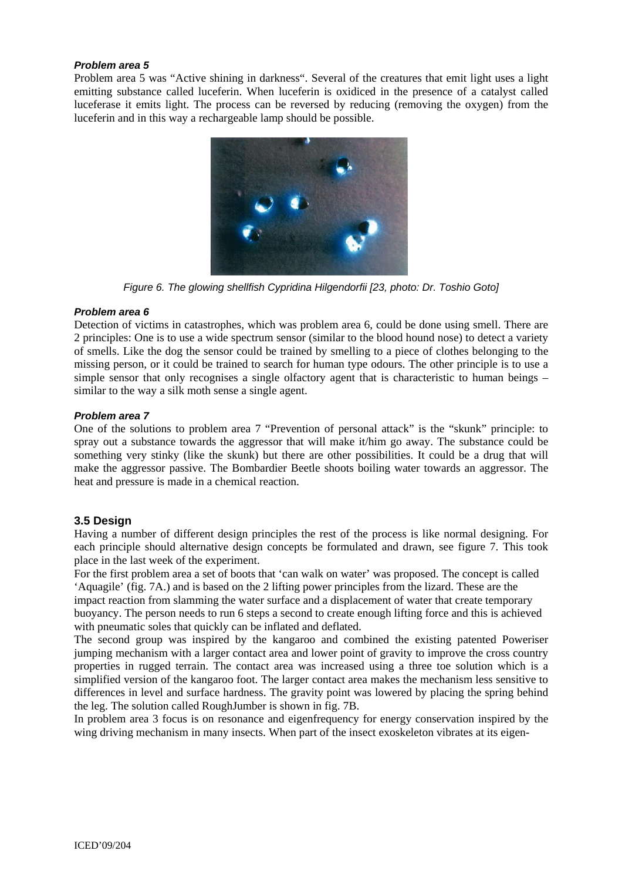***Problem area 5***

Problem area 5 was "Active shining in darkness". Several of the creatures that emit light uses a light emitting substance called luceferin. When luceferin is oxidiced in the presence of a catalyst called luceferase it emits light. The process can be reversed by reducing (removing the oxygen) from the luceferin and in this way a rechargeable lamp should be possible.

*Figure 6. The glowing shellfish Cypridina Hilgendorfii [23, photo: Dr. Toshio Goto]*

***Problem area 6***

Detection of victims in catastrophes, which was problem area 6, could be done using smell. There are 2 principles: One is to use a wide spectrum sensor (similar to the blood hound nose) to detect a variety of smells. Like the dog the sensor could be trained by smelling to a piece of clothes belonging to the missing person, or it could be trained to search for human type odours. The other principle is to use a simple sensor that only recognises a single olfactory agent that is characteristic to human beings – similar to the way a silk moth sense a single agent.

***Problem area 7***

One of the solutions to problem area 7 "Prevention of personal attack" is the "skunk" principle: to spray out a substance towards the aggressor that will make it/him go away. The substance could be something very stinky (like the skunk) but there are other possibilities. It could be a drug that will make the aggressor passive. The Bombardier Beetle shoots boiling water towards an aggressor. The heat and pressure is made in a chemical reaction.

## 3.5 Design

Having a number of different design principles the rest of the process is like normal designing. For each principle should alternative design concepts be formulated and drawn, see figure 7. This took place in the last week of the experiment.

For the first problem area a set of boots that 'can walk on water' was proposed. The concept is called 'Aquagile' (fig. 7A.) and is based on the 2 lifting power principles from the lizard. These are the impact reaction from slamming the water surface and a displacement of water that create temporary buoyancy. The person needs to run 6 steps a second to create enough lifting force and this is achieved with pneumatic soles that quickly can be inflated and deflated.

The second group was inspired by the kangaroo and combined the existing patented Poweriser jumping mechanism with a larger contact area and lower point of gravity to improve the cross country properties in rugged terrain. The contact area was increased using a three toe solution which is a simplified version of the kangaroo foot. The larger contact area makes the mechanism less sensitive to differences in level and surface hardness. The gravity point was lowered by placing the spring behind the leg. The solution called RoughJumber is shown in fig. 7B.

In problem area 3 focus is on resonance and eigenfrequency for energy conservation inspired by the wing driving mechanism in many insects. When part of the insect exoskeleton vibrates at its eigen-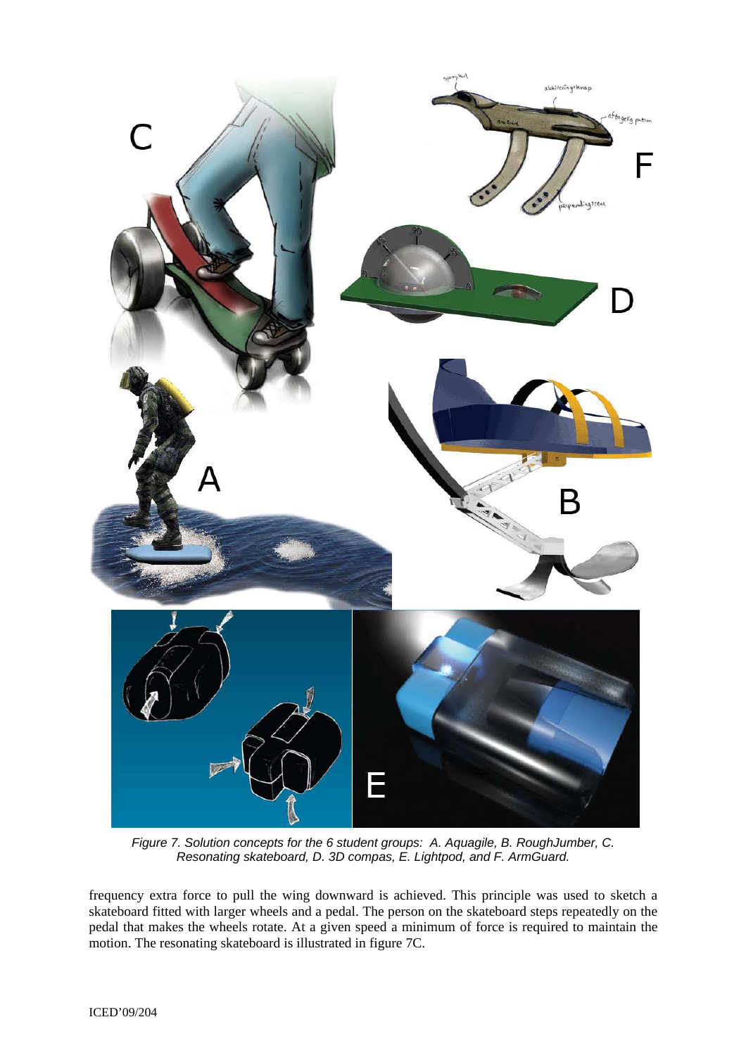*Figure 7. Solution concepts for the 6 student groups: A. Aquagile, B. RoughJumber, C. Resonating skateboard, D. 3D compas, E. Lightpod, and F. ArmGuard.*

frequency extra force to pull the wing downward is achieved. This principle was used to sketch a skateboard fitted with larger wheels and a pedal. The person on the skateboard steps repeatedly on the pedal that makes the wheels rotate. At a given speed a minimum of force is required to maintain the motion. The resonating skateboard is illustrated in figure 7C.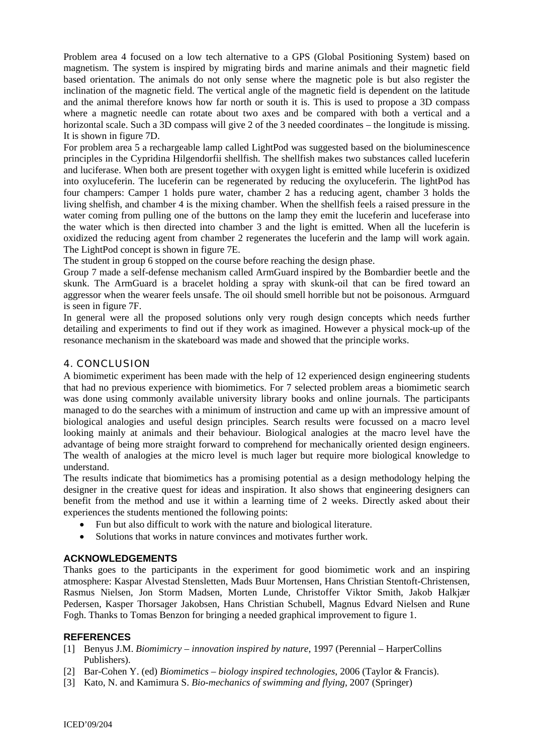Problem area 4 focused on a low tech alternative to a GPS (Global Positioning System) based on magnetism. The system is inspired by migrating birds and marine animals and their magnetic field based orientation. The animals do not only sense where the magnetic pole is but also register the inclination of the magnetic field. The vertical angle of the magnetic field is dependent on the latitude and the animal therefore knows how far north or south it is. This is used to propose a 3D compass where a magnetic needle can rotate about two axes and be compared with both a vertical and a horizontal scale. Such a 3D compass will give 2 of the 3 needed coordinates – the longitude is missing. It is shown in figure 7D.

For problem area 5 a rechargeable lamp called LightPod was suggested based on the bioluminescence principles in the Cypridina Hilgendorfii shellfish. The shellfish makes two substances called luceferin and luciferase. When both are present together with oxygen light is emitted while luceferin is oxidized into oxyluceferin. The luceferin can be regenerated by reducing the oxyluceferin. The lightPod has four champers: Camper 1 holds pure water, chamber 2 has a reducing agent, chamber 3 holds the living shelfish, and chamber 4 is the mixing chamber. When the shellfish feels a raised pressure in the water coming from pulling one of the buttons on the lamp they emit the luceferin and luceferase into the water which is then directed into chamber 3 and the light is emitted. When all the luceferin is oxidized the reducing agent from chamber 2 regenerates the luceferin and the lamp will work again. The LightPod concept is shown in figure 7E.

The student in group 6 stopped on the course before reaching the design phase.

Group 7 made a self-defense mechanism called ArmGuard inspired by the Bombardier beetle and the skunk. The ArmGuard is a bracelet holding a spray with skunk-oil that can be fired toward an aggressor when the wearer feels unsafe. The oil should smell horrible but not be poisonous. Armguard is seen in figure 7F.

In general were all the proposed solutions only very rough design concepts which needs further detailing and experiments to find out if they work as imagined. However a physical mock-up of the resonance mechanism in the skateboard was made and showed that the principle works.

## 4. CONCLUSION

A biomimetic experiment has been made with the help of 12 experienced design engineering students that had no previous experience with biomimetics. For 7 selected problem areas a biomimetic search was done using commonly available university library books and online journals. The participants managed to do the searches with a minimum of instruction and came up with an impressive amount of biological analogies and useful design principles. Search results were focussed on a macro level looking mainly at animals and their behaviour. Biological analogies at the macro level have the advantage of being more straight forward to comprehend for mechanically oriented design engineers. The wealth of analogies at the micro level is much lager but require more biological knowledge to understand.

The results indicate that biomimetics has a promising potential as a design methodology helping the designer in the creative quest for ideas and inspiration. It also shows that engineering designers can benefit from the method and use it within a learning time of 2 weeks. Directly asked about their experiences the students mentioned the following points:

- Fun but also difficult to work with the nature and biological literature.
- Solutions that works in nature convinces and motivates further work.

## ACKNOWLEDGEMENTS

Thanks goes to the participants in the experiment for good biomimetic work and an inspiring atmosphere: Kaspar Alvestad Stensletten, Mads Buur Mortensen, Hans Christian Stentoft-Christensen, Rasmus Nielsen, Jon Storm Madsen, Morten Lunde, Christoffer Viktor Smith, Jakob Halkjær Pedersen, Kasper Thorsager Jakobsen, Hans Christian Schubell, Magnus Edvard Nielsen and Rune Fogh. Thanks to Tomas Benzon for bringing a needed graphical improvement to figure 1.

## REFERENCES

[1] Benyus J.M. *Biomimicry – innovation inspired by nature*, 1997 (Perennial – HarperCollins Publishers).

[2] Bar-Cohen Y. (ed) *Biomimetics – biology inspired technologies*, 2006 (Taylor & Francis).

[3] Kato, N. and Kamimura S. *Bio-mechanics of swimming and flying*, 2007 (Springer)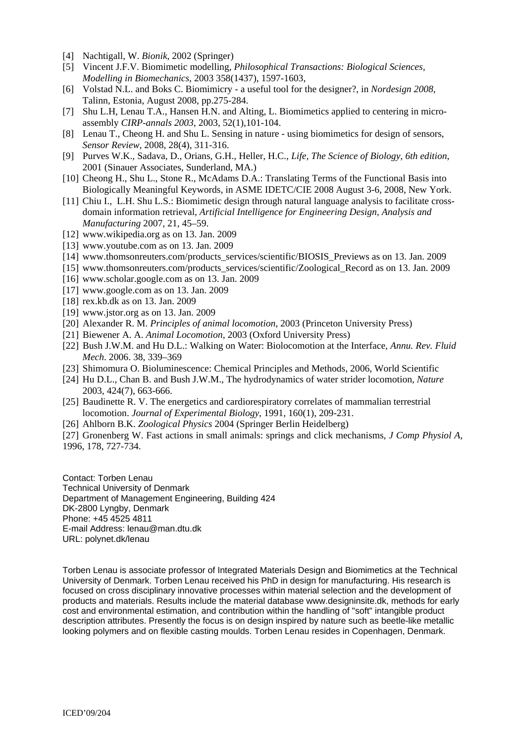[4] Nachtigall, W. *Bionik*, 2002 (Springer)

[5] Vincent J.F.V. Biomimetic modelling, *Philosophical Transactions: Biological Sciences, Modelling in Biomechanics*, 2003 358(1437), 1597-1603,

[6] Volstad N.L. and Boks C. Biomimicry - a useful tool for the designer?, in *Nordesign 2008*, Talinn, Estonia, August 2008, pp.275-284.

[7] Shu L.H, Lenau T.A., Hansen H.N. and Alting, L. Biomimetics applied to centering in micro-assembly *CIRP-annals 2003*, 2003, 52(1),101-104.

[8] Lenau T., Cheong H. and Shu L. Sensing in nature - using biomimetics for design of sensors, *Sensor Review*, 2008, 28(4), 311-316.

[9] Purves W.K., Sadava, D., Orians, G.H., Heller, H.C., *Life, The Science of Biology, 6th edition*, 2001 (Sinauer Associates, Sunderland, MA.)

[10] Cheong H., Shu L., Stone R., McAdams D.A.: Translating Terms of the Functional Basis into Biologically Meaningful Keywords, in ASME IDETC/CIE 2008 August 3-6, 2008, New York.

[11] Chiu I., L.H. Shu L.S.: Biomimetic design through natural language analysis to facilitate cross-domain information retrieval, *Artificial Intelligence for Engineering Design, Analysis and Manufacturing* 2007, 21, 45–59.

[12] www.wikipedia.org as on 13. Jan. 2009

[13] www.youtube.com as on 13. Jan. 2009

[14] www.thomsonreuters.com/products_services/scientific/BIOSIS_Previews as on 13. Jan. 2009

[15] www.thomsonreuters.com/products_services/scientific/Zoological_Record as on 13. Jan. 2009

[16] www.scholar.google.com as on 13. Jan. 2009

[17] www.google.com as on 13. Jan. 2009

[18] rex.kb.dk as on 13. Jan. 2009

[19] www.jstor.org as on 13. Jan. 2009

[20] Alexander R. M. *Principles of animal locomotion*, 2003 (Princeton University Press)

[21] Biewener A. A. *Animal Locomotion*, 2003 (Oxford University Press)

[22] Bush J.W.M. and Hu D.L.: Walking on Water: Biolocomotion at the Interface, *Annu. Rev. Fluid Mech*. 2006. 38, 339–369

[23] Shimomura O. Bioluminescence: Chemical Principles and Methods, 2006, World Scientific

[24] Hu D.L., Chan B. and Bush J.W.M., The hydrodynamics of water strider locomotion, *Nature* 2003, 424(7), 663-666.

[25] Baudinette R. V. The energetics and cardiorespiratory correlates of mammalian terrestrial locomotion. *Journal of Experimental Biology*, 1991, 160(1), 209-231.

[26] Ahlborn B.K. *Zoological Physics* 2004 (Springer Berlin Heidelberg)

[27] Gronenberg W. Fast actions in small animals: springs and click mechanisms, *J Comp Physiol A*, 1996, 178, 727-734.

Contact: Torben Lenau
Technical University of Denmark
Department of Management Engineering, Building 424
DK-2800 Lyngby, Denmark
Phone: +45 4525 4811
E-mail Address: lenau@man.dtu.dk
URL: polynet.dk/lenau

Torben Lenau is associate professor of Integrated Materials Design and Biomimetics at the Technical University of Denmark. Torben Lenau received his PhD in design for manufacturing. His research is focused on cross disciplinary innovative processes within material selection and the development of products and materials. Results include the material database www.designinsite.dk, methods for early cost and environmental estimation, and contribution within the handling of "soft" intangible product description attributes. Presently the focus is on design inspired by nature such as beetle-like metallic looking polymers and on flexible casting moulds. Torben Lenau resides in Copenhagen, Denmark.